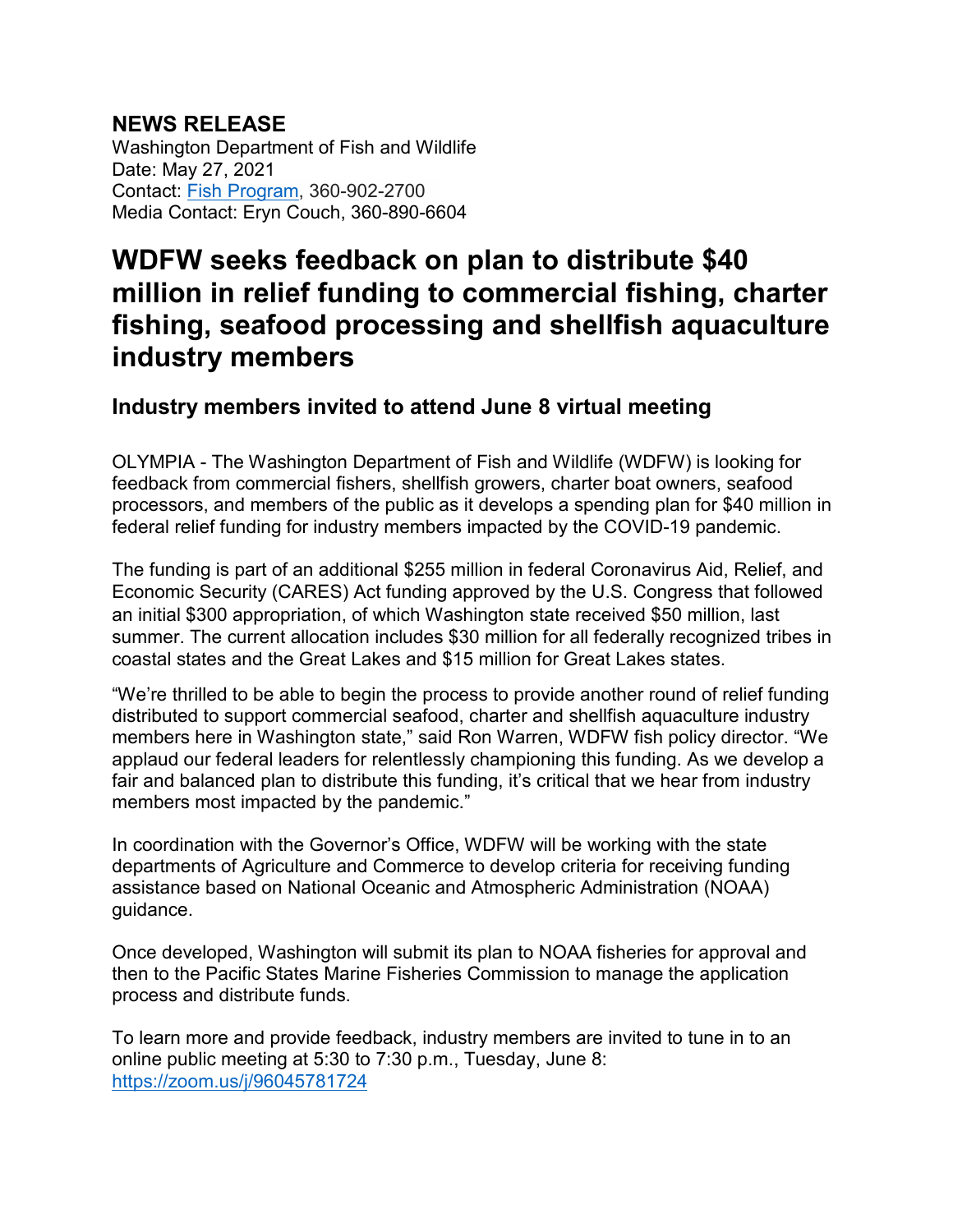**NEWS RELEASE**
Washington Department of Fish and Wildlife
Date: May 27, 2021
Contact: Fish Program, 360-902-2700
Media Contact: Eryn Couch, 360-890-6604

# WDFW seeks feedback on plan to distribute $40 million in relief funding to commercial fishing, charter fishing, seafood processing and shellfish aquaculture industry members

## Industry members invited to attend June 8 virtual meeting

OLYMPIA - The Washington Department of Fish and Wildlife (WDFW) is looking for feedback from commercial fishers, shellfish growers, charter boat owners, seafood processors, and members of the public as it develops a spending plan for $40 million in federal relief funding for industry members impacted by the COVID-19 pandemic.

The funding is part of an additional $255 million in federal Coronavirus Aid, Relief, and Economic Security (CARES) Act funding approved by the U.S. Congress that followed an initial $300 appropriation, of which Washington state received $50 million, last summer. The current allocation includes $30 million for all federally recognized tribes in coastal states and the Great Lakes and $15 million for Great Lakes states.

"We're thrilled to be able to begin the process to provide another round of relief funding distributed to support commercial seafood, charter and shellfish aquaculture industry members here in Washington state," said Ron Warren, WDFW fish policy director. "We applaud our federal leaders for relentlessly championing this funding. As we develop a fair and balanced plan to distribute this funding, it's critical that we hear from industry members most impacted by the pandemic."

In coordination with the Governor's Office, WDFW will be working with the state departments of Agriculture and Commerce to develop criteria for receiving funding assistance based on National Oceanic and Atmospheric Administration (NOAA) guidance.

Once developed, Washington will submit its plan to NOAA fisheries for approval and then to the Pacific States Marine Fisheries Commission to manage the application process and distribute funds.

To learn more and provide feedback, industry members are invited to tune in to an online public meeting at 5:30 to 7:30 p.m., Tuesday, June 8: https://zoom.us/j/96045781724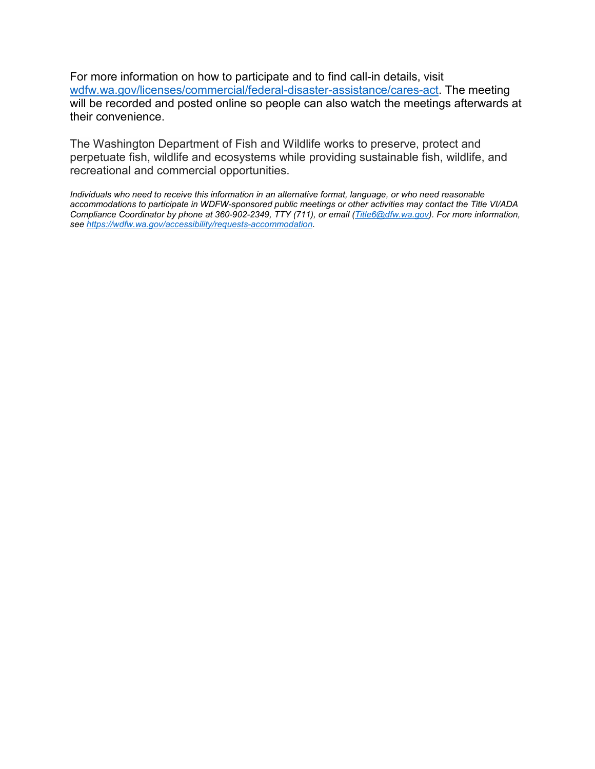For more information on how to participate and to find call-in details, visit [wdfw.wa.gov/licenses/commercial/federal-disaster-assistance/cares-act](https://wdfw.wa.gov/licenses/commercial/federal-disaster-assistance/cares-act). The meeting will be recorded and posted online so people can also watch the meetings afterwards at their convenience.

The Washington Department of Fish and Wildlife works to preserve, protect and perpetuate fish, wildlife and ecosystems while providing sustainable fish, wildlife, and recreational and commercial opportunities.

*Individuals who need to receive this information in an alternative format, language, or who need reasonable accommodations to participate in WDFW-sponsored public meetings or other activities may contact the Title VI/ADA Compliance Coordinator by phone at 360-902-2349, TTY (711), or email ([Title6@dfw.wa.gov](mailto:Title6@dfw.wa.gov)). For more information, see [https://wdfw.wa.gov/accessibility/requests-accommodation](https://wdfw.wa.gov/accessibility/requests-accommodation).*